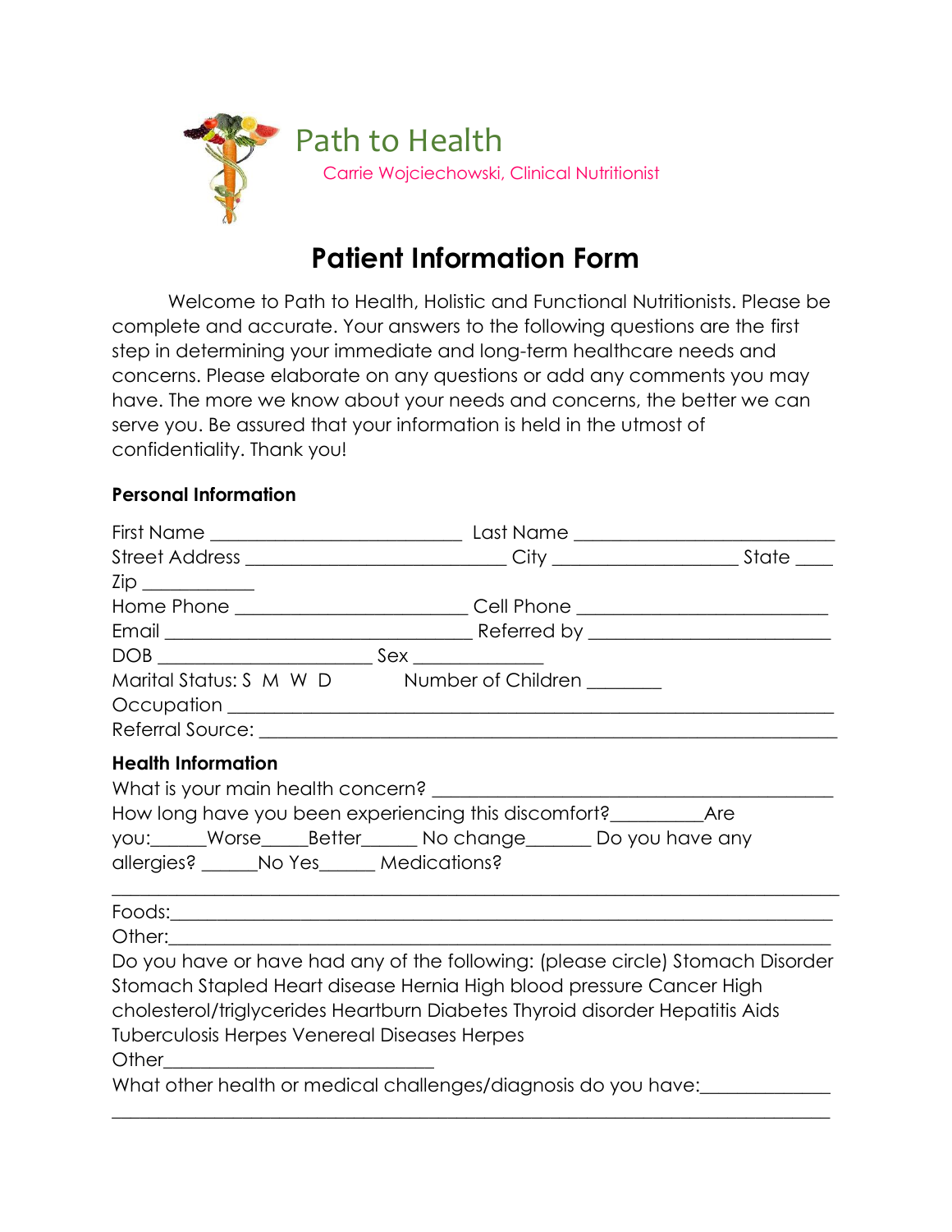Path to Health

Carrie Wojciechowski, Clinical Nutritionist

# Patient Information Form

Welcome to Path to Health, Holistic and Functional Nutritionists. Please be complete and accurate. Your answers to the following questions are the first step in determining your immediate and long-term healthcare needs and concerns. Please elaborate on any questions or add any comments you may have. The more we know about your needs and concerns, the better we can serve you. Be assured that your information is held in the utmost of confidentiality. Thank you!

**Personal Information**

First Name ________________________ Last Name ________________________
Street Address ________________________ City ________________ State ____
Zip __________
Home Phone ______________________ Cell Phone ________________________
Email ____________________________ Referred by ______________________
DOB ____________________ Sex ____________
Marital Status: S M W D Number of Children _______
Occupation ____________________________________________________________
Referral Source: _______________________________________________________

**Health Information**

What is your main health concern? ______________________________________
How long have you been experiencing this discomfort?_________Are you:______Worse_____Better______ No change_______ Do you have any allergies? ______No Yes______ Medications?

______________________________________________________________________
Foods:_________________________________________________________________
Other:_________________________________________________________________
Do you have or have had any of the following: (please circle) Stomach Disorder Stomach Stapled Heart disease Hernia High blood pressure Cancer High cholesterol/triglycerides Heartburn Diabetes Thyroid disorder Hepatitis Aids Tuberculosis Herpes Venereal Diseases Herpes
Other__________________________
What other health or medical challenges/diagnosis do you have:____________
______________________________________________________________________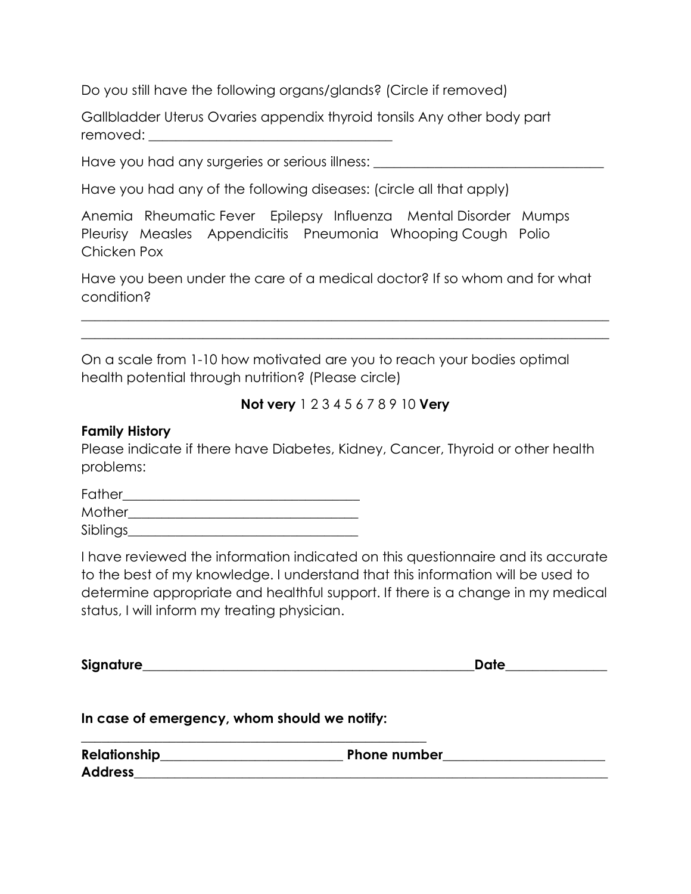Do you still have the following organs/glands? (Circle if removed)

Gallbladder Uterus Ovaries appendix thyroid tonsils Any other body part removed: ___________________________________

Have you had any surgeries or serious illness: ___________________________________

Have you had any of the following diseases: (circle all that apply)

Anemia   Rheumatic Fever   Epilepsy   Influenza   Mental Disorder   Mumps   Pleurisy   Measles   Appendicitis   Pneumonia   Whooping Cough   Polio   Chicken Pox

Have you been under the care of a medical doctor? If so whom and for what condition?

______________________________________________________________________________

______________________________________________________________________________

On a scale from 1-10 how motivated are you to reach your bodies optimal health potential through nutrition? (Please circle)

**Not very** 1 2 3 4 5 6 7 8 9 10 **Very**

**Family History**

Please indicate if there have Diabetes, Kidney, Cancer, Thyroid or other health problems:

Father___________________________________

Mother__________________________________

Siblings_________________________________

I have reviewed the information indicated on this questionnaire and its accurate to the best of my knowledge. I understand that this information will be used to determine appropriate and healthful support. If there is a change in my medical status, I will inform my treating physician.

**Signature**__________________________________________________**Date**______________

**In case of emergency, whom should we notify:**

__________________________________________________

**Relationship**__________________________ **Phone number**_______________________

**Address**______________________________________________________________________